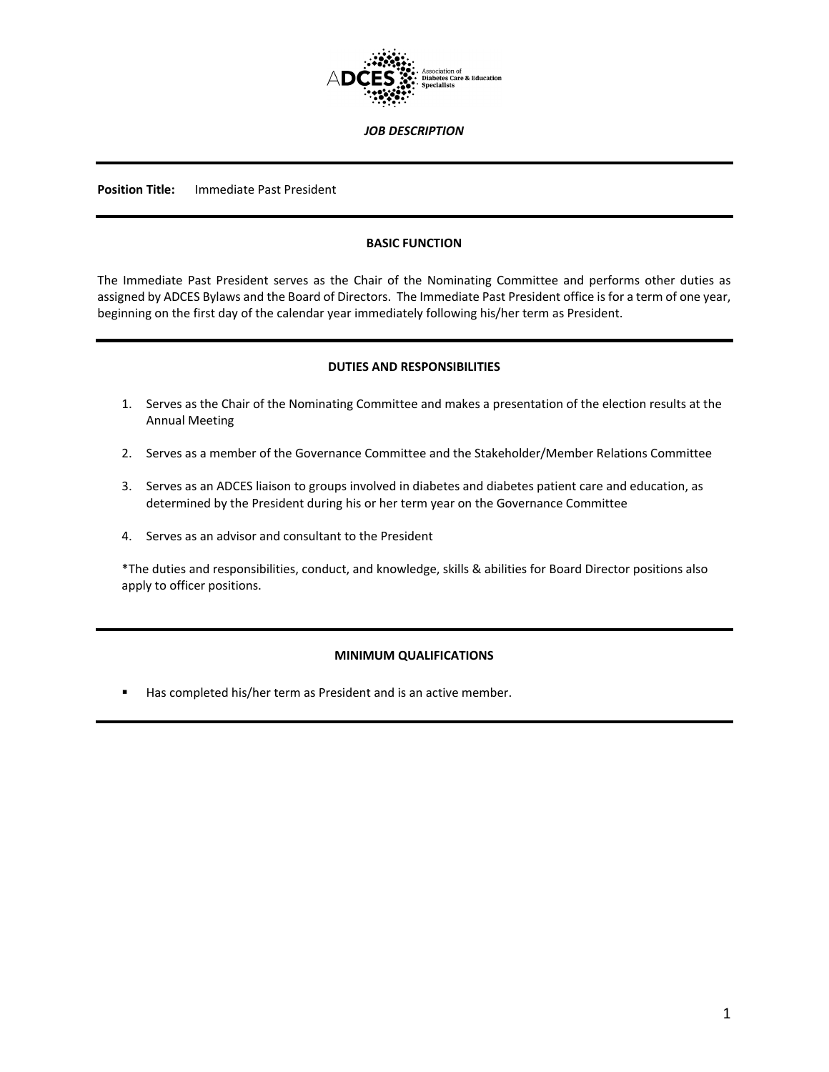ADCES Association of Diabetes Care & Education Specialists

***JOB DESCRIPTION***

---

**Position Title:** Immediate Past President

---

## BASIC FUNCTION

The Immediate Past President serves as the Chair of the Nominating Committee and performs other duties as assigned by ADCES Bylaws and the Board of Directors. The Immediate Past President office is for a term of one year, beginning on the first day of the calendar year immediately following his/her term as President.

---

## DUTIES AND RESPONSIBILITIES

1. Serves as the Chair of the Nominating Committee and makes a presentation of the election results at the Annual Meeting
2. Serves as a member of the Governance Committee and the Stakeholder/Member Relations Committee
3. Serves as an ADCES liaison to groups involved in diabetes and diabetes patient care and education, as determined by the President during his or her term year on the Governance Committee
4. Serves as an advisor and consultant to the President

*The duties and responsibilities, conduct, and knowledge, skills & abilities for Board Director positions also apply to officer positions.

---

## MINIMUM QUALIFICATIONS

- Has completed his/her term as President and is an active member.

---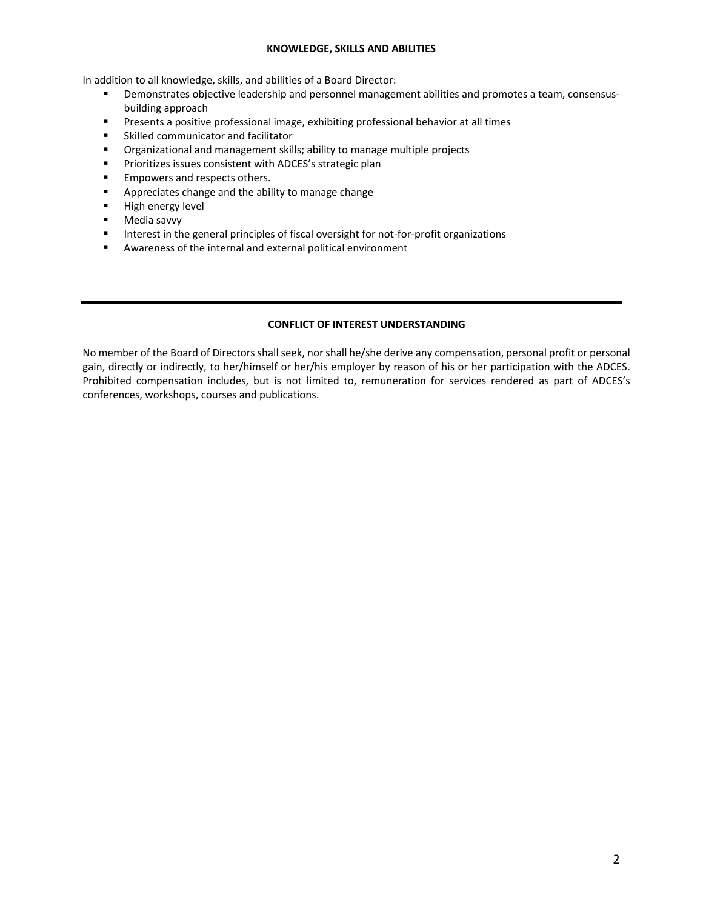## KNOWLEDGE, SKILLS AND ABILITIES

In addition to all knowledge, skills, and abilities of a Board Director:

- Demonstrates objective leadership and personnel management abilities and promotes a team, consensus-building approach
- Presents a positive professional image, exhibiting professional behavior at all times
- Skilled communicator and facilitator
- Organizational and management skills; ability to manage multiple projects
- Prioritizes issues consistent with ADCES's strategic plan
- Empowers and respects others.
- Appreciates change and the ability to manage change
- High energy level
- Media savvy
- Interest in the general principles of fiscal oversight for not-for-profit organizations
- Awareness of the internal and external political environment

---

## CONFLICT OF INTEREST UNDERSTANDING

No member of the Board of Directors shall seek, nor shall he/she derive any compensation, personal profit or personal gain, directly or indirectly, to her/himself or her/his employer by reason of his or her participation with the ADCES. Prohibited compensation includes, but is not limited to, remuneration for services rendered as part of ADCES's conferences, workshops, courses and publications.